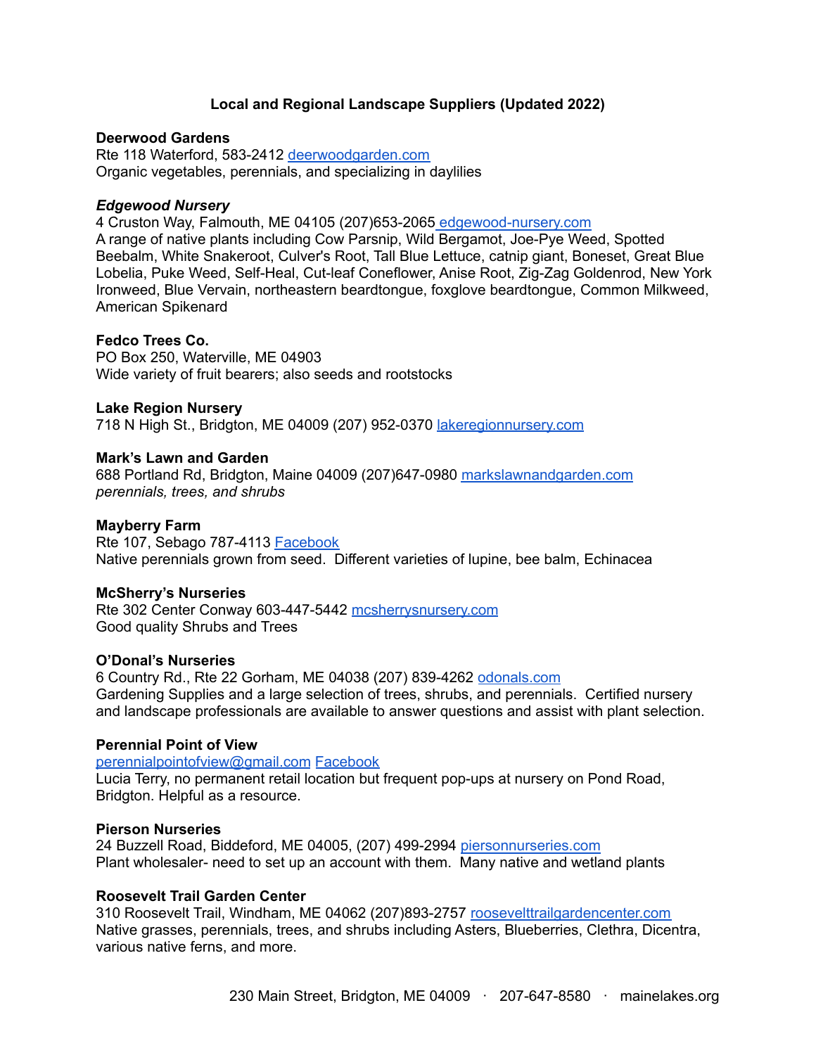# Local and Regional Landscape Suppliers (Updated 2022)

**Deerwood Gardens**
Rte 118 Waterford, 583-2412 deerwoodgarden.com
Organic vegetables, perennials, and specializing in daylilies

***Edgewood Nursery***
4 Cruston Way, Falmouth, ME 04105 (207)653-2065 edgewood-nursery.com
A range of native plants including Cow Parsnip, Wild Bergamot, Joe-Pye Weed, Spotted Beebalm, White Snakeroot, Culver's Root, Tall Blue Lettuce, catnip giant, Boneset, Great Blue Lobelia, Puke Weed, Self-Heal, Cut-leaf Coneflower, Anise Root, Zig-Zag Goldenrod, New York Ironweed, Blue Vervain, northeastern beardtongue, foxglove beardtongue, Common Milkweed, American Spikenard

**Fedco Trees Co.**
PO Box 250, Waterville, ME 04903
Wide variety of fruit bearers; also seeds and rootstocks

**Lake Region Nursery**
718 N High St., Bridgton, ME 04009 (207) 952-0370 lakeregionnursery.com

**Mark's Lawn and Garden**
688 Portland Rd, Bridgton, Maine 04009 (207)647-0980 markslawnandgarden.com
*perennials, trees, and shrubs*

**Mayberry Farm**
Rte 107, Sebago 787-4113 Facebook
Native perennials grown from seed. Different varieties of lupine, bee balm, Echinacea

**McSherry's Nurseries**
Rte 302 Center Conway 603-447-5442 mcsherrysnursery.com
Good quality Shrubs and Trees

**O'Donal's Nurseries**
6 Country Rd., Rte 22 Gorham, ME 04038 (207) 839-4262 odonals.com
Gardening Supplies and a large selection of trees, shrubs, and perennials. Certified nursery and landscape professionals are available to answer questions and assist with plant selection.

**Perennial Point of View**
perennialpointofview@gmail.com Facebook
Lucia Terry, no permanent retail location but frequent pop-ups at nursery on Pond Road, Bridgton. Helpful as a resource.

**Pierson Nurseries**
24 Buzzell Road, Biddeford, ME 04005, (207) 499-2994 piersonnurseries.com
Plant wholesaler- need to set up an account with them. Many native and wetland plants

**Roosevelt Trail Garden Center**
310 Roosevelt Trail, Windham, ME 04062 (207)893-2757 roosevelttrailgardencenter.com
Native grasses, perennials, trees, and shrubs including Asters, Blueberries, Clethra, Dicentra, various native ferns, and more.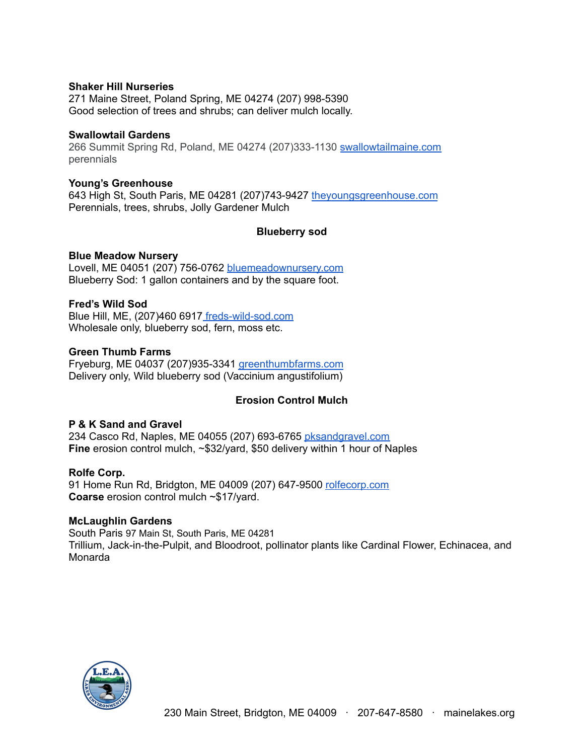**Shaker Hill Nurseries**
271 Maine Street, Poland Spring, ME 04274 (207) 998-5390
Good selection of trees and shrubs; can deliver mulch locally.

**Swallowtail Gardens**
266 Summit Spring Rd, Poland, ME 04274 (207)333-1130 [swallowtailmaine.com](swallowtailmaine.com)
perennials

**Young's Greenhouse**
643 High St, South Paris, ME 04281 (207)743-9427 [theyoungsgreenhouse.com](theyoungsgreenhouse.com)
Perennials, trees, shrubs, Jolly Gardener Mulch

## Blueberry sod

**Blue Meadow Nursery**
Lovell, ME 04051 (207) 756-0762 [bluemeadownursery.com](bluemeadownursery.com)
Blueberry Sod: 1 gallon containers and by the square foot.

**Fred's Wild Sod**
Blue Hill, ME, (207)460 6917 [freds-wild-sod.com](freds-wild-sod.com)
Wholesale only, blueberry sod, fern, moss etc.

**Green Thumb Farms**
Fryeburg, ME 04037 (207)935-3341 [greenthumbfarms.com](greenthumbfarms.com)
Delivery only, Wild blueberry sod (Vaccinium angustifolium)

## Erosion Control Mulch

**P & K Sand and Gravel**
234 Casco Rd, Naples, ME 04055 (207) 693-6765 [pksandgravel.com](pksandgravel.com)
**Fine** erosion control mulch, ~$32/yard, $50 delivery within 1 hour of Naples

**Rolfe Corp.**
91 Home Run Rd, Bridgton, ME 04009 (207) 647-9500 [rolfecorp.com](rolfecorp.com)
**Coarse** erosion control mulch ~$17/yard.

**McLaughlin Gardens**
South Paris 97 Main St, South Paris, ME 04281
Trillium, Jack-in-the-Pulpit, and Bloodroot, pollinator plants like Cardinal Flower, Echinacea, and Monarda